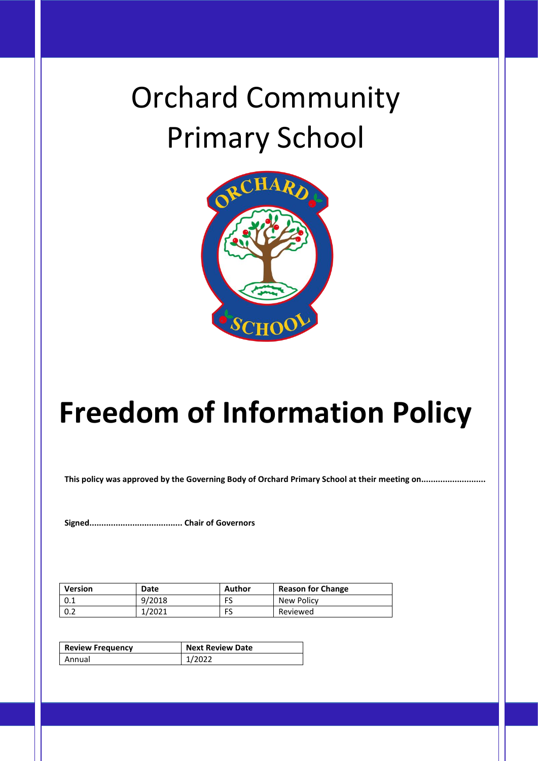# Orchard Community Primary School

# Freedom of Information Policy

**This policy was approved by the Governing Body of Orchard Primary School at their meeting on..........................**

**Signed...................................... Chair of Governors**

| Version | Date | Author | Reason for Change |
|---|---|---|---|
| 0.1 | 9/2018 | FS | New Policy |
| 0.2 | 1/2021 | FS | Reviewed |

| Review Frequency | Next Review Date |
|---|---|
| Annual | 1/2022 |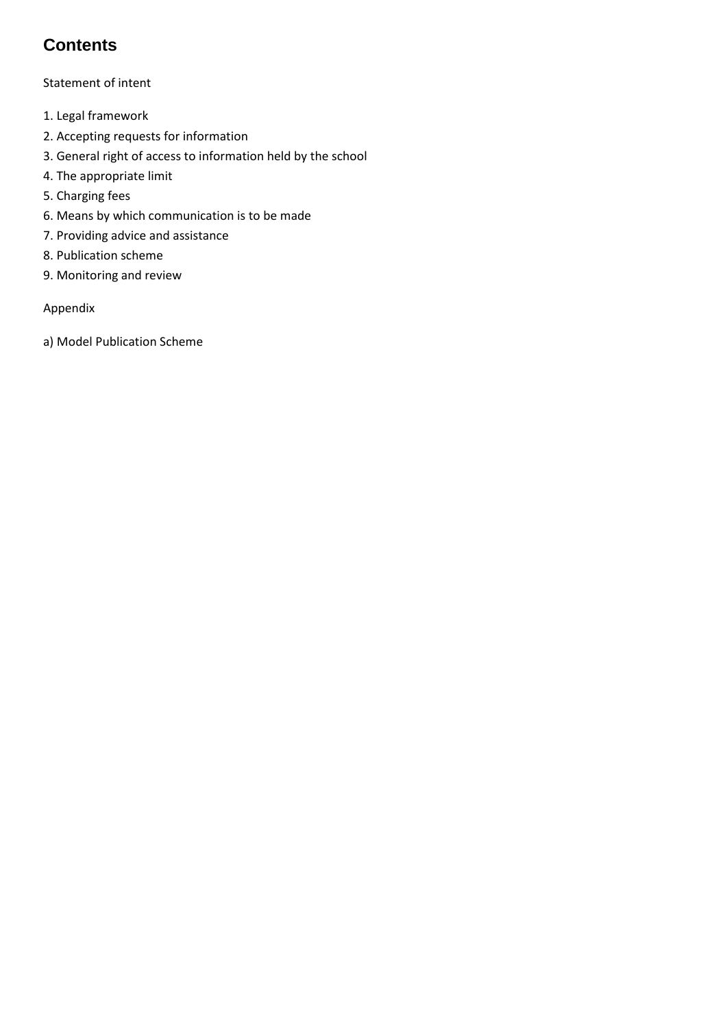# Contents

Statement of intent

1. Legal framework
2. Accepting requests for information
3. General right of access to information held by the school
4. The appropriate limit
5. Charging fees
6. Means by which communication is to be made
7. Providing advice and assistance
8. Publication scheme
9. Monitoring and review

Appendix

a) Model Publication Scheme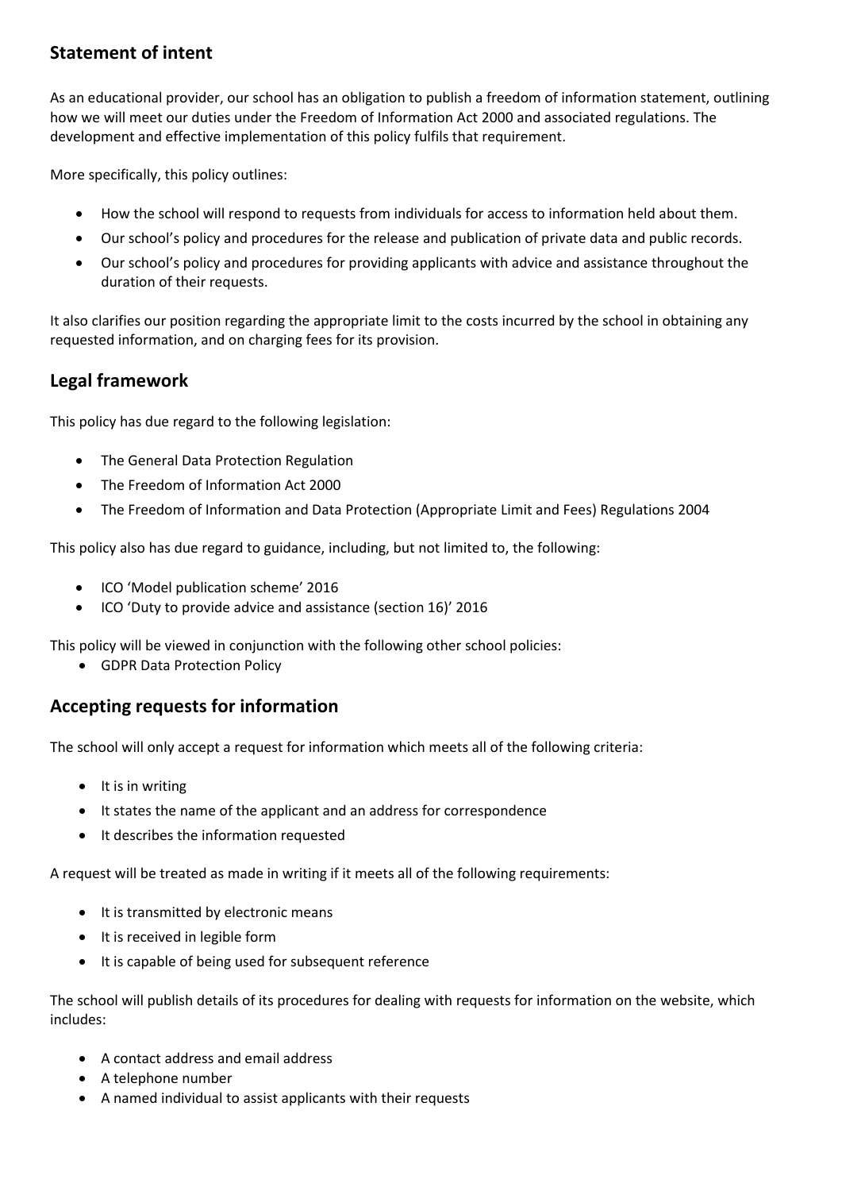## Statement of intent

As an educational provider, our school has an obligation to publish a freedom of information statement, outlining how we will meet our duties under the Freedom of Information Act 2000 and associated regulations. The development and effective implementation of this policy fulfils that requirement.

More specifically, this policy outlines:

- How the school will respond to requests from individuals for access to information held about them.
- Our school's policy and procedures for the release and publication of private data and public records.
- Our school's policy and procedures for providing applicants with advice and assistance throughout the duration of their requests.

It also clarifies our position regarding the appropriate limit to the costs incurred by the school in obtaining any requested information, and on charging fees for its provision.

## Legal framework

This policy has due regard to the following legislation:

- The General Data Protection Regulation
- The Freedom of Information Act 2000
- The Freedom of Information and Data Protection (Appropriate Limit and Fees) Regulations 2004

This policy also has due regard to guidance, including, but not limited to, the following:

- ICO 'Model publication scheme' 2016
- ICO 'Duty to provide advice and assistance (section 16)' 2016

This policy will be viewed in conjunction with the following other school policies:

- GDPR Data Protection Policy

## Accepting requests for information

The school will only accept a request for information which meets all of the following criteria:

- It is in writing
- It states the name of the applicant and an address for correspondence
- It describes the information requested

A request will be treated as made in writing if it meets all of the following requirements:

- It is transmitted by electronic means
- It is received in legible form
- It is capable of being used for subsequent reference

The school will publish details of its procedures for dealing with requests for information on the website, which includes:

- A contact address and email address
- A telephone number
- A named individual to assist applicants with their requests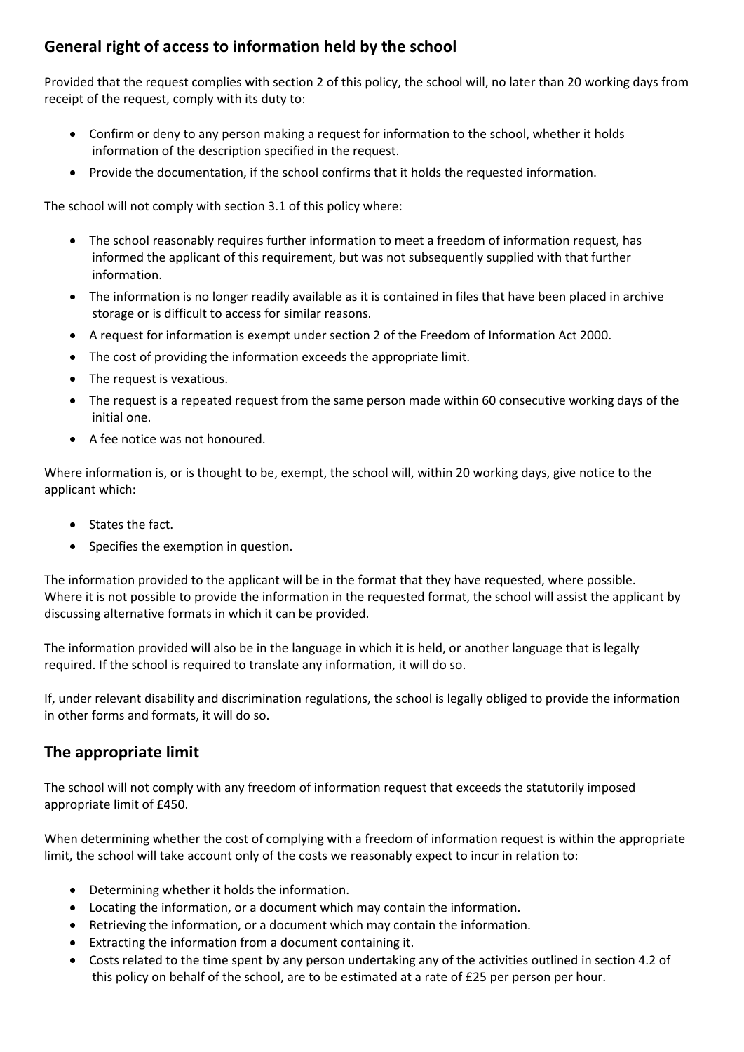## General right of access to information held by the school

Provided that the request complies with section 2 of this policy, the school will, no later than 20 working days from receipt of the request, comply with its duty to:

- Confirm or deny to any person making a request for information to the school, whether it holds information of the description specified in the request.
- Provide the documentation, if the school confirms that it holds the requested information.

The school will not comply with section 3.1 of this policy where:

- The school reasonably requires further information to meet a freedom of information request, has informed the applicant of this requirement, but was not subsequently supplied with that further information.
- The information is no longer readily available as it is contained in files that have been placed in archive storage or is difficult to access for similar reasons.
- A request for information is exempt under section 2 of the Freedom of Information Act 2000.
- The cost of providing the information exceeds the appropriate limit.
- The request is vexatious.
- The request is a repeated request from the same person made within 60 consecutive working days of the initial one.
- A fee notice was not honoured.

Where information is, or is thought to be, exempt, the school will, within 20 working days, give notice to the applicant which:

- States the fact.
- Specifies the exemption in question.

The information provided to the applicant will be in the format that they have requested, where possible. Where it is not possible to provide the information in the requested format, the school will assist the applicant by discussing alternative formats in which it can be provided.

The information provided will also be in the language in which it is held, or another language that is legally required. If the school is required to translate any information, it will do so.

If, under relevant disability and discrimination regulations, the school is legally obliged to provide the information in other forms and formats, it will do so.

## The appropriate limit

The school will not comply with any freedom of information request that exceeds the statutorily imposed appropriate limit of £450.

When determining whether the cost of complying with a freedom of information request is within the appropriate limit, the school will take account only of the costs we reasonably expect to incur in relation to:

- Determining whether it holds the information.
- Locating the information, or a document which may contain the information.
- Retrieving the information, or a document which may contain the information.
- Extracting the information from a document containing it.
- Costs related to the time spent by any person undertaking any of the activities outlined in section 4.2 of this policy on behalf of the school, are to be estimated at a rate of £25 per person per hour.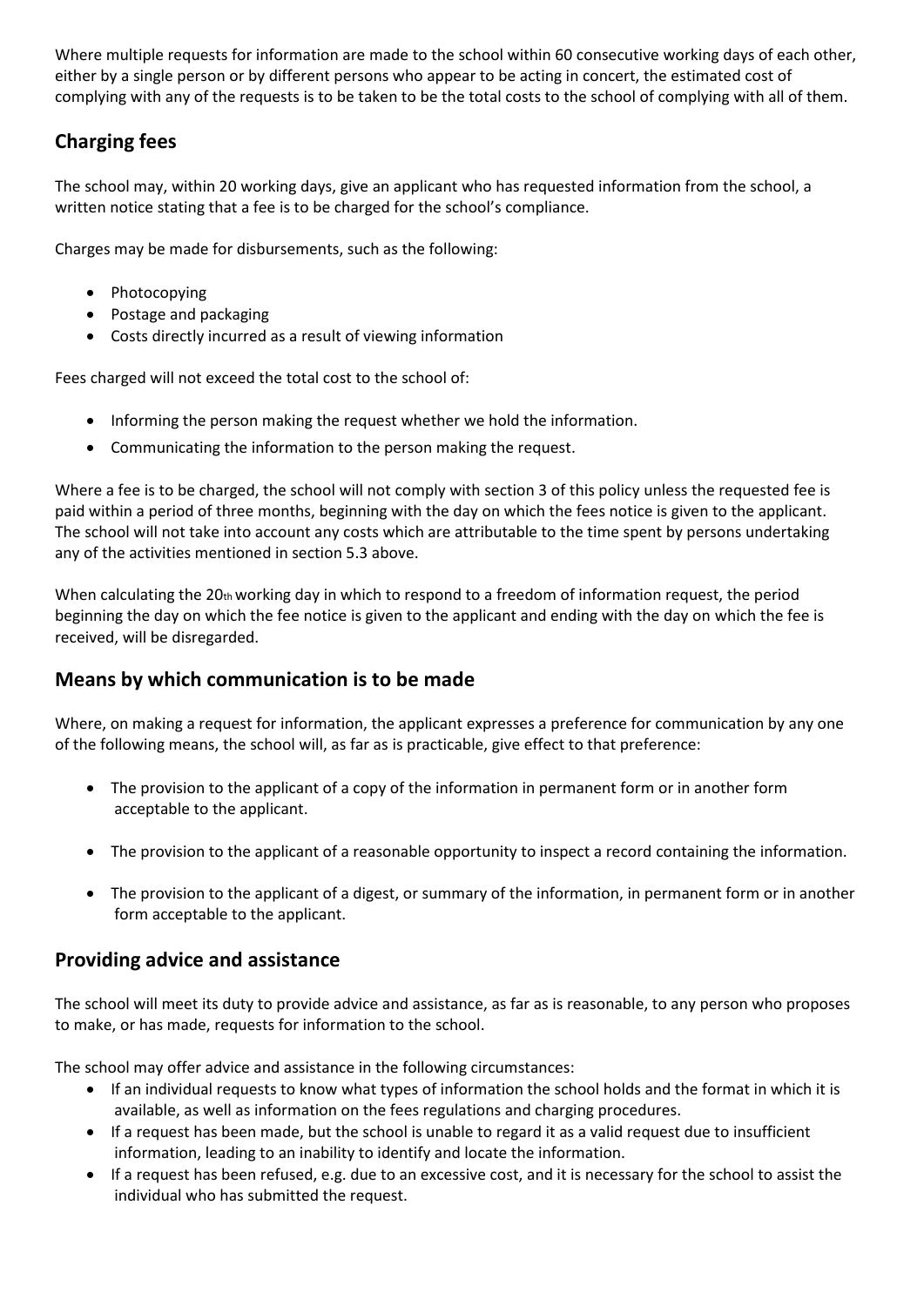Where multiple requests for information are made to the school within 60 consecutive working days of each other, either by a single person or by different persons who appear to be acting in concert, the estimated cost of complying with any of the requests is to be taken to be the total costs to the school of complying with all of them.

## Charging fees

The school may, within 20 working days, give an applicant who has requested information from the school, a written notice stating that a fee is to be charged for the school's compliance.

Charges may be made for disbursements, such as the following:

- Photocopying
- Postage and packaging
- Costs directly incurred as a result of viewing information

Fees charged will not exceed the total cost to the school of:

- Informing the person making the request whether we hold the information.
- Communicating the information to the person making the request.

Where a fee is to be charged, the school will not comply with section 3 of this policy unless the requested fee is paid within a period of three months, beginning with the day on which the fees notice is given to the applicant. The school will not take into account any costs which are attributable to the time spent by persons undertaking any of the activities mentioned in section 5.3 above.

When calculating the 20th working day in which to respond to a freedom of information request, the period beginning the day on which the fee notice is given to the applicant and ending with the day on which the fee is received, will be disregarded.

## Means by which communication is to be made

Where, on making a request for information, the applicant expresses a preference for communication by any one of the following means, the school will, as far as is practicable, give effect to that preference:

- The provision to the applicant of a copy of the information in permanent form or in another form acceptable to the applicant.
- The provision to the applicant of a reasonable opportunity to inspect a record containing the information.
- The provision to the applicant of a digest, or summary of the information, in permanent form or in another form acceptable to the applicant.

## Providing advice and assistance

The school will meet its duty to provide advice and assistance, as far as is reasonable, to any person who proposes to make, or has made, requests for information to the school.

The school may offer advice and assistance in the following circumstances:

- If an individual requests to know what types of information the school holds and the format in which it is available, as well as information on the fees regulations and charging procedures.
- If a request has been made, but the school is unable to regard it as a valid request due to insufficient information, leading to an inability to identify and locate the information.
- If a request has been refused, e.g. due to an excessive cost, and it is necessary for the school to assist the individual who has submitted the request.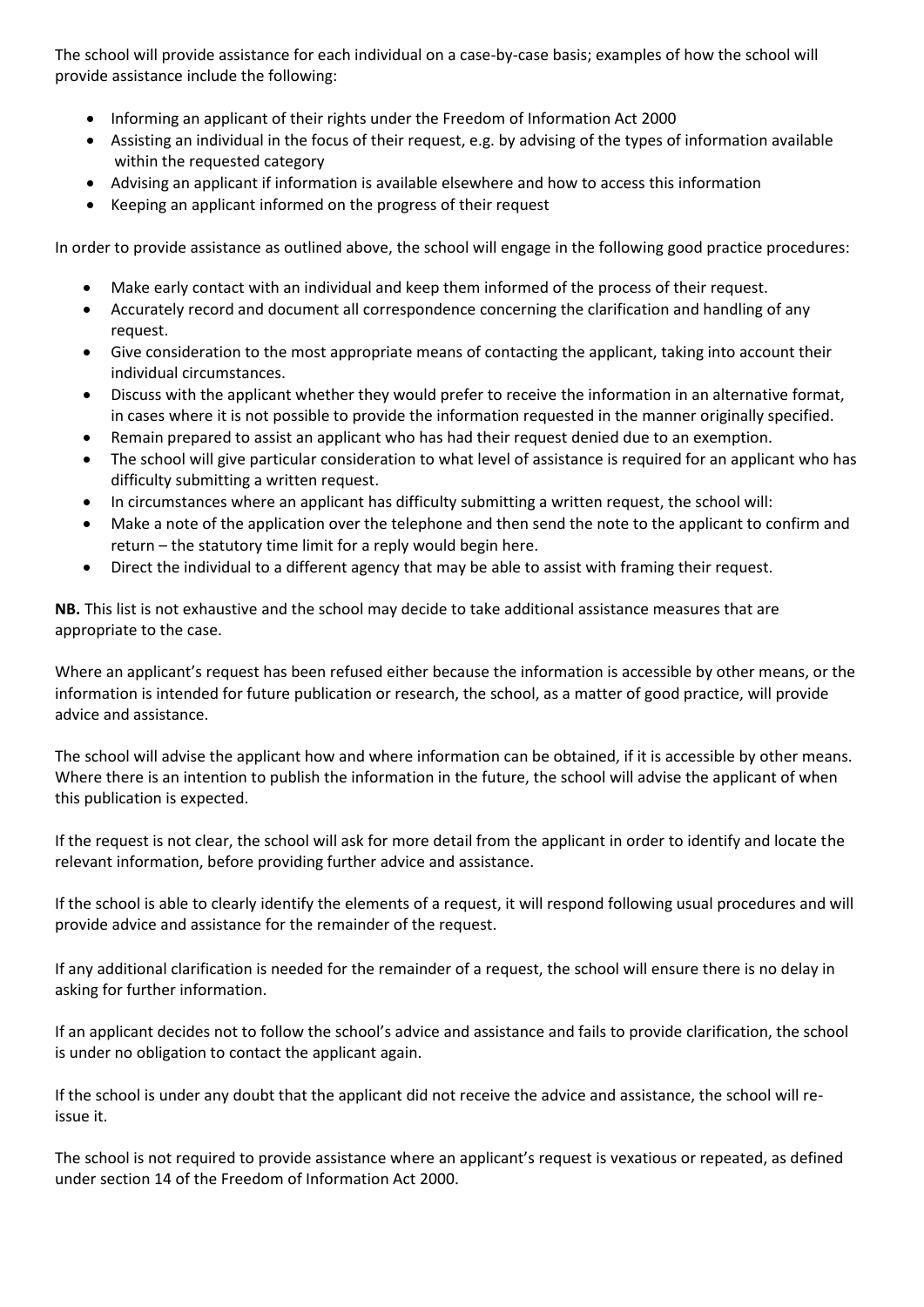The school will provide assistance for each individual on a case-by-case basis; examples of how the school will provide assistance include the following:

- Informing an applicant of their rights under the Freedom of Information Act 2000
- Assisting an individual in the focus of their request, e.g. by advising of the types of information available within the requested category
- Advising an applicant if information is available elsewhere and how to access this information
- Keeping an applicant informed on the progress of their request

In order to provide assistance as outlined above, the school will engage in the following good practice procedures:

- Make early contact with an individual and keep them informed of the process of their request.
- Accurately record and document all correspondence concerning the clarification and handling of any request.
- Give consideration to the most appropriate means of contacting the applicant, taking into account their individual circumstances.
- Discuss with the applicant whether they would prefer to receive the information in an alternative format, in cases where it is not possible to provide the information requested in the manner originally specified.
- Remain prepared to assist an applicant who has had their request denied due to an exemption.
- The school will give particular consideration to what level of assistance is required for an applicant who has difficulty submitting a written request.
- In circumstances where an applicant has difficulty submitting a written request, the school will:
- Make a note of the application over the telephone and then send the note to the applicant to confirm and return – the statutory time limit for a reply would begin here.
- Direct the individual to a different agency that may be able to assist with framing their request.

**NB.** This list is not exhaustive and the school may decide to take additional assistance measures that are appropriate to the case.

Where an applicant's request has been refused either because the information is accessible by other means, or the information is intended for future publication or research, the school, as a matter of good practice, will provide advice and assistance.

The school will advise the applicant how and where information can be obtained, if it is accessible by other means. Where there is an intention to publish the information in the future, the school will advise the applicant of when this publication is expected.

If the request is not clear, the school will ask for more detail from the applicant in order to identify and locate the relevant information, before providing further advice and assistance.

If the school is able to clearly identify the elements of a request, it will respond following usual procedures and will provide advice and assistance for the remainder of the request.

If any additional clarification is needed for the remainder of a request, the school will ensure there is no delay in asking for further information.

If an applicant decides not to follow the school's advice and assistance and fails to provide clarification, the school is under no obligation to contact the applicant again.

If the school is under any doubt that the applicant did not receive the advice and assistance, the school will re-issue it.

The school is not required to provide assistance where an applicant's request is vexatious or repeated, as defined under section 14 of the Freedom of Information Act 2000.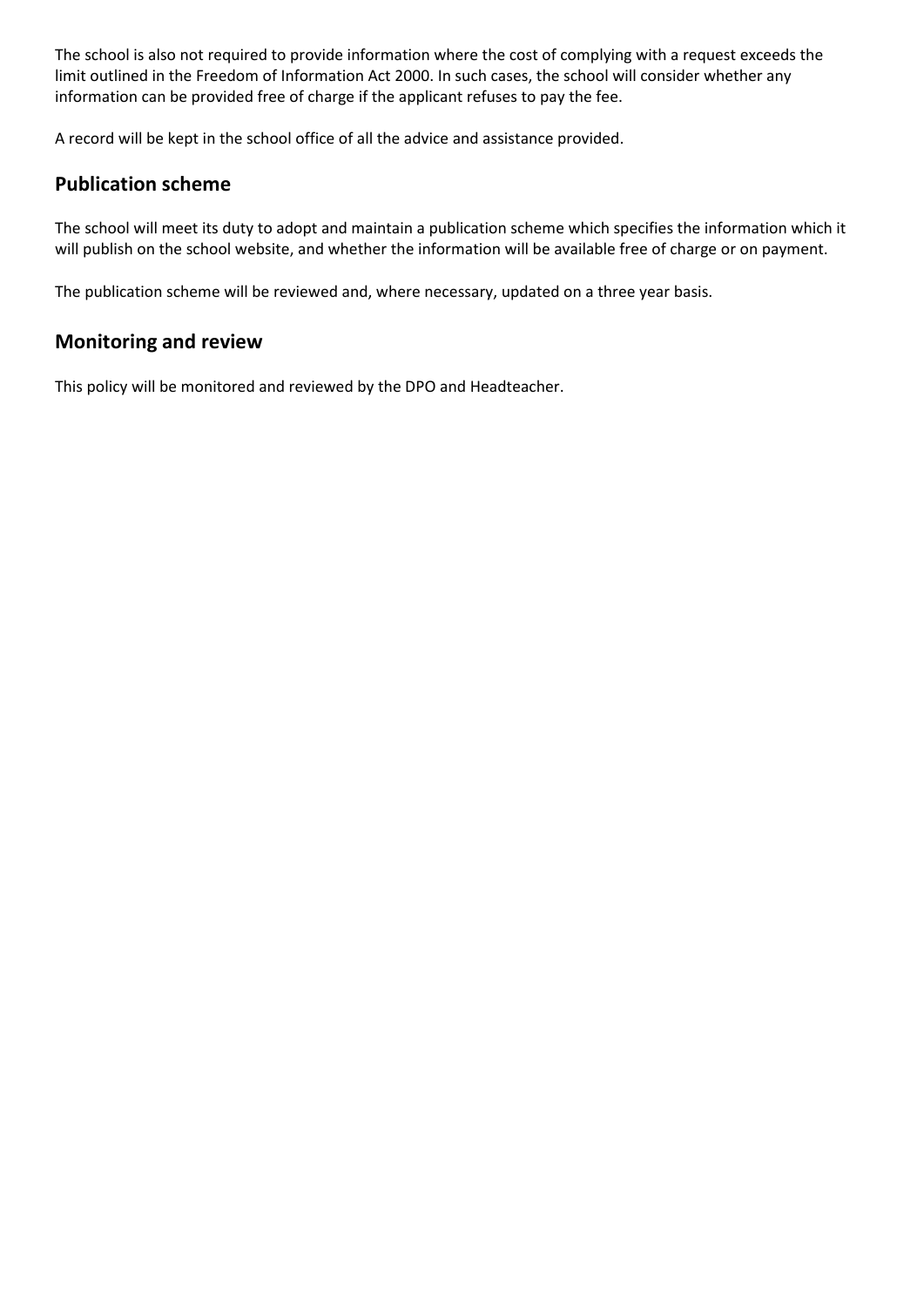The school is also not required to provide information where the cost of complying with a request exceeds the limit outlined in the Freedom of Information Act 2000. In such cases, the school will consider whether any information can be provided free of charge if the applicant refuses to pay the fee.

A record will be kept in the school office of all the advice and assistance provided.

## Publication scheme

The school will meet its duty to adopt and maintain a publication scheme which specifies the information which it will publish on the school website, and whether the information will be available free of charge or on payment.

The publication scheme will be reviewed and, where necessary, updated on a three year basis.

## Monitoring and review

This policy will be monitored and reviewed by the DPO and Headteacher.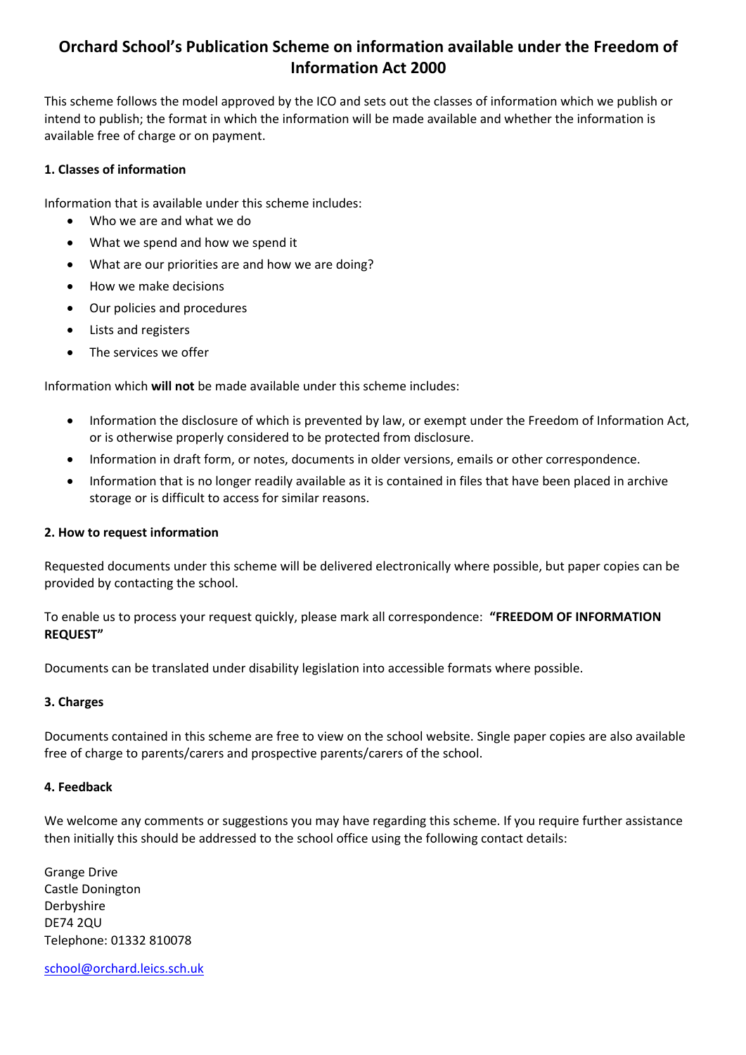# Orchard School's Publication Scheme on information available under the Freedom of Information Act 2000

This scheme follows the model approved by the ICO and sets out the classes of information which we publish or intend to publish; the format in which the information will be made available and whether the information is available free of charge or on payment.

**1. Classes of information**

Information that is available under this scheme includes:

- Who we are and what we do
- What we spend and how we spend it
- What are our priorities are and how we are doing?
- How we make decisions
- Our policies and procedures
- Lists and registers
- The services we offer

Information which **will not** be made available under this scheme includes:

- Information the disclosure of which is prevented by law, or exempt under the Freedom of Information Act, or is otherwise properly considered to be protected from disclosure.
- Information in draft form, or notes, documents in older versions, emails or other correspondence.
- Information that is no longer readily available as it is contained in files that have been placed in archive storage or is difficult to access for similar reasons.

**2. How to request information**

Requested documents under this scheme will be delivered electronically where possible, but paper copies can be provided by contacting the school.

To enable us to process your request quickly, please mark all correspondence: **"FREEDOM OF INFORMATION REQUEST"**

Documents can be translated under disability legislation into accessible formats where possible.

**3. Charges**

Documents contained in this scheme are free to view on the school website. Single paper copies are also available free of charge to parents/carers and prospective parents/carers of the school.

**4. Feedback**

We welcome any comments or suggestions you may have regarding this scheme. If you require further assistance then initially this should be addressed to the school office using the following contact details:

Grange Drive
Castle Donington
Derbyshire
DE74 2QU
Telephone: 01332 810078

school@orchard.leics.sch.uk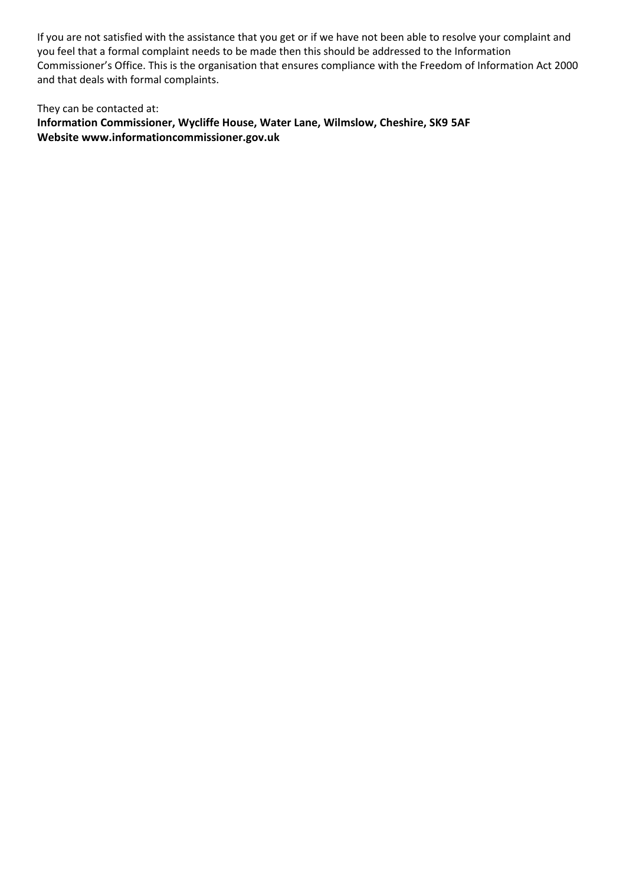If you are not satisfied with the assistance that you get or if we have not been able to resolve your complaint and you feel that a formal complaint needs to be made then this should be addressed to the Information Commissioner's Office. This is the organisation that ensures compliance with the Freedom of Information Act 2000 and that deals with formal complaints.

They can be contacted at:
**Information Commissioner, Wycliffe House, Water Lane, Wilmslow, Cheshire, SK9 5AF**
**Website www.informationcommissioner.gov.uk**